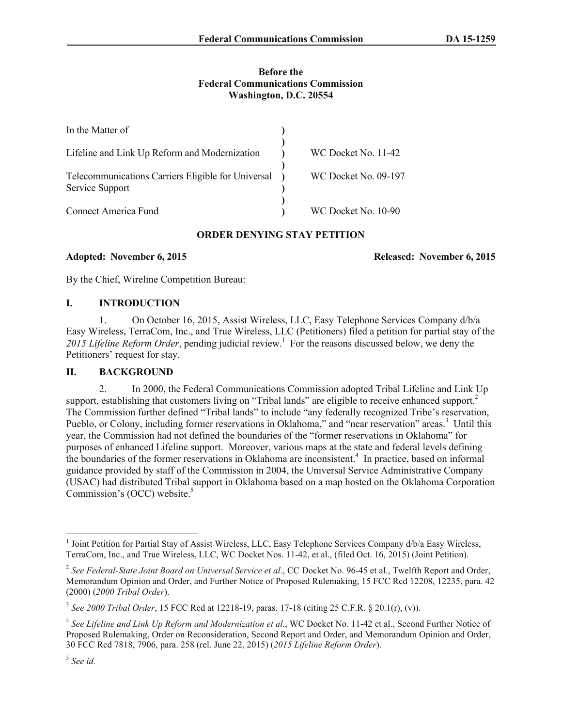**Before the**
**Federal Communications Commission**
**Washington, D.C. 20554**

| In the Matter of | ) | |
|---|---|---|
| | ) | |
| Lifeline and Link Up Reform and Modernization | ) | WC Docket No. 11-42 |
| | ) | |
| Telecommunications Carriers Eligible for Universal Service Support | ) | WC Docket No. 09-197 |
| | ) | |
| Connect America Fund | ) | WC Docket No. 10-90 |

**ORDER DENYING STAY PETITION**

**Adopted: November 6, 2015** **Released: November 6, 2015**

By the Chief, Wireline Competition Bureau:

## I. INTRODUCTION

1. On October 16, 2015, Assist Wireless, LLC, Easy Telephone Services Company d/b/a Easy Wireless, TerraCom, Inc., and True Wireless, LLC (Petitioners) filed a petition for partial stay of the *2015 Lifeline Reform Order*, pending judicial review.[1] For the reasons discussed below, we deny the Petitioners' request for stay.

## II. BACKGROUND

2. In 2000, the Federal Communications Commission adopted Tribal Lifeline and Link Up support, establishing that customers living on "Tribal lands" are eligible to receive enhanced support.[2] The Commission further defined "Tribal lands" to include "any federally recognized Tribe's reservation, Pueblo, or Colony, including former reservations in Oklahoma," and "near reservation" areas.[3] Until this year, the Commission had not defined the boundaries of the "former reservations in Oklahoma" for purposes of enhanced Lifeline support. Moreover, various maps at the state and federal levels defining the boundaries of the former reservations in Oklahoma are inconsistent.[4] In practice, based on informal guidance provided by staff of the Commission in 2004, the Universal Service Administrative Company (USAC) had distributed Tribal support in Oklahoma based on a map hosted on the Oklahoma Corporation Commission's (OCC) website.[5]

---

[1] Joint Petition for Partial Stay of Assist Wireless, LLC, Easy Telephone Services Company d/b/a Easy Wireless, TerraCom, Inc., and True Wireless, LLC, WC Docket Nos. 11-42, et al., (filed Oct. 16, 2015) (Joint Petition).

[2] *See Federal-State Joint Board on Universal Service et al.*, CC Docket No. 96-45 et al., Twelfth Report and Order, Memorandum Opinion and Order, and Further Notice of Proposed Rulemaking, 15 FCC Rcd 12208, 12235, para. 42 (2000) (*2000 Tribal Order*).

[3] *See 2000 Tribal Order*, 15 FCC Rcd at 12218-19, paras. 17-18 (citing 25 C.F.R. § 20.1(r), (v)).

[4] *See Lifeline and Link Up Reform and Modernization et al.*, WC Docket No. 11-42 et al., Second Further Notice of Proposed Rulemaking, Order on Reconsideration, Second Report and Order, and Memorandum Opinion and Order, 30 FCC Rcd 7818, 7906, para. 258 (rel. June 22, 2015) (*2015 Lifeline Reform Order*).

[5] *See id.*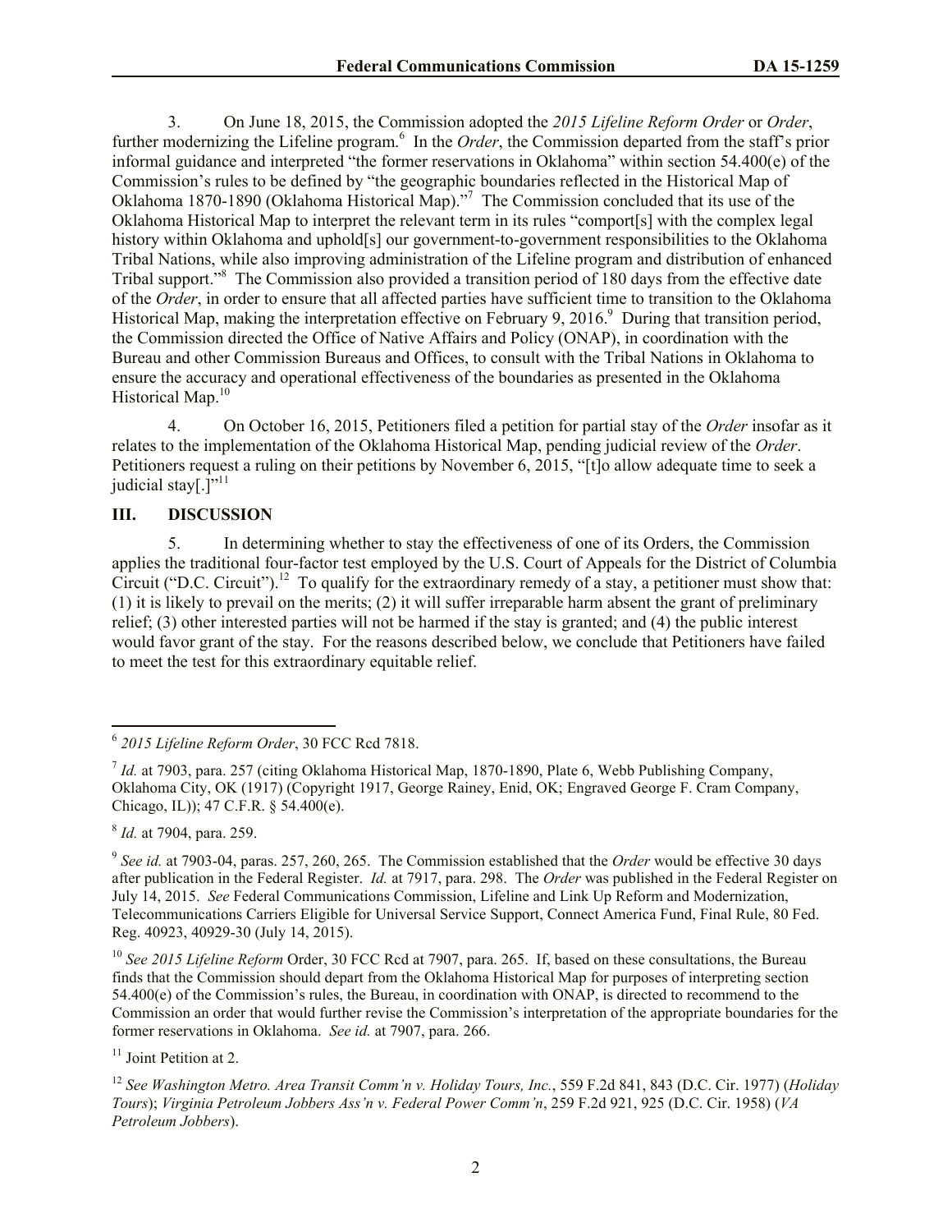3. On June 18, 2015, the Commission adopted the *2015 Lifeline Reform Order* or *Order*, further modernizing the Lifeline program.[6] In the *Order*, the Commission departed from the staff's prior informal guidance and interpreted "the former reservations in Oklahoma" within section 54.400(e) of the Commission's rules to be defined by "the geographic boundaries reflected in the Historical Map of Oklahoma 1870-1890 (Oklahoma Historical Map)."[7] The Commission concluded that its use of the Oklahoma Historical Map to interpret the relevant term in its rules "comport[s] with the complex legal history within Oklahoma and uphold[s] our government-to-government responsibilities to the Oklahoma Tribal Nations, while also improving administration of the Lifeline program and distribution of enhanced Tribal support."[8] The Commission also provided a transition period of 180 days from the effective date of the *Order*, in order to ensure that all affected parties have sufficient time to transition to the Oklahoma Historical Map, making the interpretation effective on February 9, 2016.[9] During that transition period, the Commission directed the Office of Native Affairs and Policy (ONAP), in coordination with the Bureau and other Commission Bureaus and Offices, to consult with the Tribal Nations in Oklahoma to ensure the accuracy and operational effectiveness of the boundaries as presented in the Oklahoma Historical Map.[10]

4. On October 16, 2015, Petitioners filed a petition for partial stay of the *Order* insofar as it relates to the implementation of the Oklahoma Historical Map, pending judicial review of the *Order*. Petitioners request a ruling on their petitions by November 6, 2015, "[t]o allow adequate time to seek a judicial stay[.]"[11]

## III. DISCUSSION

5. In determining whether to stay the effectiveness of one of its Orders, the Commission applies the traditional four-factor test employed by the U.S. Court of Appeals for the District of Columbia Circuit ("D.C. Circuit").[12] To qualify for the extraordinary remedy of a stay, a petitioner must show that: (1) it is likely to prevail on the merits; (2) it will suffer irreparable harm absent the grant of preliminary relief; (3) other interested parties will not be harmed if the stay is granted; and (4) the public interest would favor grant of the stay. For the reasons described below, we conclude that Petitioners have failed to meet the test for this extraordinary equitable relief.

---

[6] *2015 Lifeline Reform Order*, 30 FCC Rcd 7818.

[7] *Id.* at 7903, para. 257 (citing Oklahoma Historical Map, 1870-1890, Plate 6, Webb Publishing Company, Oklahoma City, OK (1917) (Copyright 1917, George Rainey, Enid, OK; Engraved George F. Cram Company, Chicago, IL)); 47 C.F.R. § 54.400(e).

[8] *Id.* at 7904, para. 259.

[9] *See id.* at 7903-04, paras. 257, 260, 265. The Commission established that the *Order* would be effective 30 days after publication in the Federal Register. *Id.* at 7917, para. 298. The *Order* was published in the Federal Register on July 14, 2015. *See* Federal Communications Commission, Lifeline and Link Up Reform and Modernization, Telecommunications Carriers Eligible for Universal Service Support, Connect America Fund, Final Rule, 80 Fed. Reg. 40923, 40929-30 (July 14, 2015).

[10] *See 2015 Lifeline Reform* Order, 30 FCC Rcd at 7907, para. 265. If, based on these consultations, the Bureau finds that the Commission should depart from the Oklahoma Historical Map for purposes of interpreting section 54.400(e) of the Commission's rules, the Bureau, in coordination with ONAP, is directed to recommend to the Commission an order that would further revise the Commission's interpretation of the appropriate boundaries for the former reservations in Oklahoma. *See id.* at 7907, para. 266.

[11] Joint Petition at 2.

[12] *See Washington Metro. Area Transit Comm'n v. Holiday Tours, Inc.*, 559 F.2d 841, 843 (D.C. Cir. 1977) (*Holiday Tours*); *Virginia Petroleum Jobbers Ass'n v. Federal Power Comm'n*, 259 F.2d 921, 925 (D.C. Cir. 1958) (*VA Petroleum Jobbers*).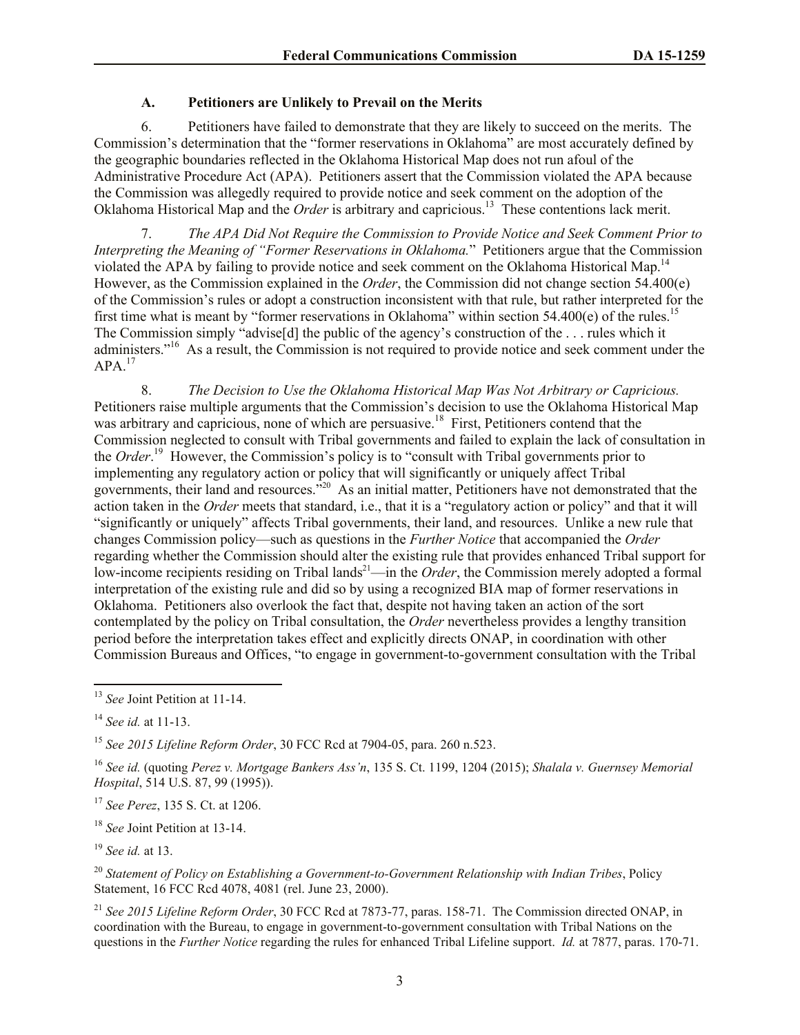### A. Petitioners are Unlikely to Prevail on the Merits

6. Petitioners have failed to demonstrate that they are likely to succeed on the merits. The Commission's determination that the "former reservations in Oklahoma" are most accurately defined by the geographic boundaries reflected in the Oklahoma Historical Map does not run afoul of the Administrative Procedure Act (APA). Petitioners assert that the Commission violated the APA because the Commission was allegedly required to provide notice and seek comment on the adoption of the Oklahoma Historical Map and the *Order* is arbitrary and capricious.[13] These contentions lack merit.

7. *The APA Did Not Require the Commission to Provide Notice and Seek Comment Prior to Interpreting the Meaning of "Former Reservations in Oklahoma."* Petitioners argue that the Commission violated the APA by failing to provide notice and seek comment on the Oklahoma Historical Map.[14] However, as the Commission explained in the *Order*, the Commission did not change section 54.400(e) of the Commission's rules or adopt a construction inconsistent with that rule, but rather interpreted for the first time what is meant by "former reservations in Oklahoma" within section 54.400(e) of the rules.[15] The Commission simply "advise[d] the public of the agency's construction of the . . . rules which it administers."[16] As a result, the Commission is not required to provide notice and seek comment under the APA.[17]

8. *The Decision to Use the Oklahoma Historical Map Was Not Arbitrary or Capricious.* Petitioners raise multiple arguments that the Commission's decision to use the Oklahoma Historical Map was arbitrary and capricious, none of which are persuasive.[18] First, Petitioners contend that the Commission neglected to consult with Tribal governments and failed to explain the lack of consultation in the *Order*.[19] However, the Commission's policy is to "consult with Tribal governments prior to implementing any regulatory action or policy that will significantly or uniquely affect Tribal governments, their land and resources."[20] As an initial matter, Petitioners have not demonstrated that the action taken in the *Order* meets that standard, i.e., that it is a "regulatory action or policy" and that it will "significantly or uniquely" affects Tribal governments, their land, and resources. Unlike a new rule that changes Commission policy—such as questions in the *Further Notice* that accompanied the *Order* regarding whether the Commission should alter the existing rule that provides enhanced Tribal support for low-income recipients residing on Tribal lands[21]—in the *Order*, the Commission merely adopted a formal interpretation of the existing rule and did so by using a recognized BIA map of former reservations in Oklahoma. Petitioners also overlook the fact that, despite not having taken an action of the sort contemplated by the policy on Tribal consultation, the *Order* nevertheless provides a lengthy transition period before the interpretation takes effect and explicitly directs ONAP, in coordination with other Commission Bureaus and Offices, "to engage in government-to-government consultation with the Tribal

---

[13] *See* Joint Petition at 11-14.

[14] *See id.* at 11-13.

[15] *See 2015 Lifeline Reform Order*, 30 FCC Rcd at 7904-05, para. 260 n.523.

[16] *See id.* (quoting *Perez v. Mortgage Bankers Ass'n*, 135 S. Ct. 1199, 1204 (2015); *Shalala v. Guernsey Memorial Hospital*, 514 U.S. 87, 99 (1995)).

[17] *See Perez*, 135 S. Ct. at 1206.

[18] *See* Joint Petition at 13-14.

[19] *See id.* at 13.

[20] *Statement of Policy on Establishing a Government-to-Government Relationship with Indian Tribes*, Policy Statement, 16 FCC Rcd 4078, 4081 (rel. June 23, 2000).

[21] *See 2015 Lifeline Reform Order*, 30 FCC Rcd at 7873-77, paras. 158-71. The Commission directed ONAP, in coordination with the Bureau, to engage in government-to-government consultation with Tribal Nations on the questions in the *Further Notice* regarding the rules for enhanced Tribal Lifeline support. *Id.* at 7877, paras. 170-71.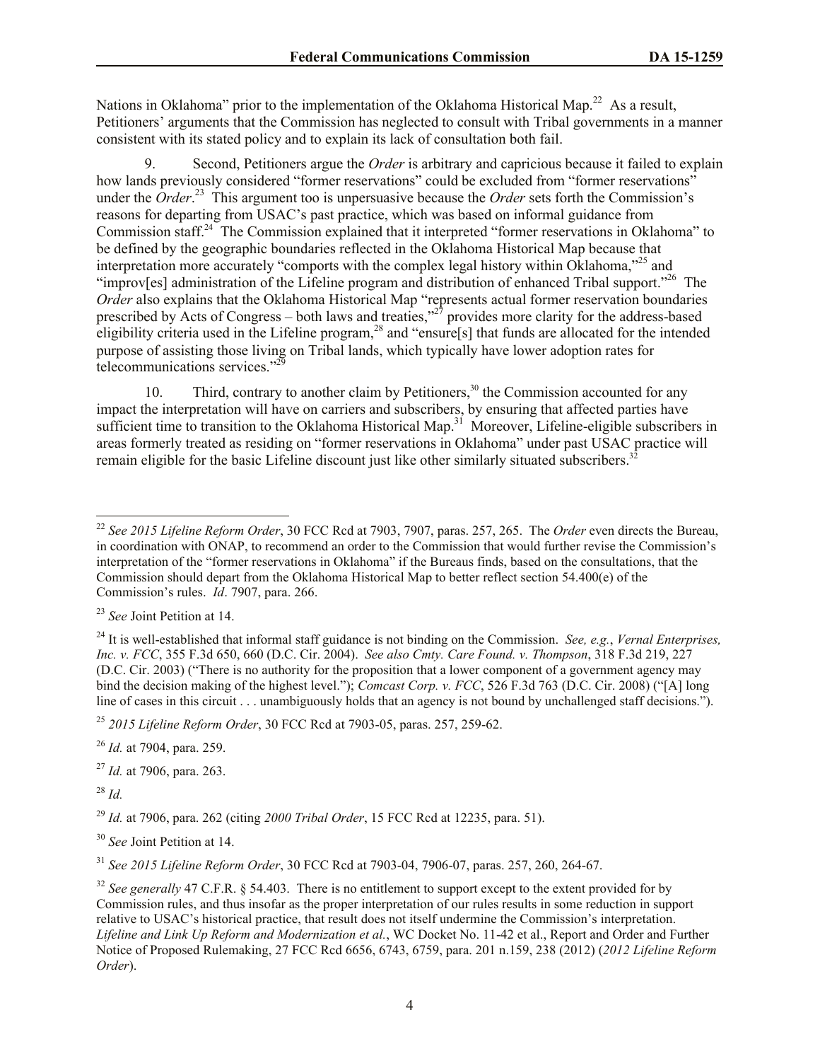Nations in Oklahoma" prior to the implementation of the Oklahoma Historical Map.[22] As a result, Petitioners' arguments that the Commission has neglected to consult with Tribal governments in a manner consistent with its stated policy and to explain its lack of consultation both fail.

9. Second, Petitioners argue the *Order* is arbitrary and capricious because it failed to explain how lands previously considered "former reservations" could be excluded from "former reservations" under the *Order*.[23] This argument too is unpersuasive because the *Order* sets forth the Commission's reasons for departing from USAC's past practice, which was based on informal guidance from Commission staff.[24] The Commission explained that it interpreted "former reservations in Oklahoma" to be defined by the geographic boundaries reflected in the Oklahoma Historical Map because that interpretation more accurately "comports with the complex legal history within Oklahoma,"[25] and "improv[es] administration of the Lifeline program and distribution of enhanced Tribal support."[26] The *Order* also explains that the Oklahoma Historical Map "represents actual former reservation boundaries prescribed by Acts of Congress – both laws and treaties,"[27] provides more clarity for the address-based eligibility criteria used in the Lifeline program,[28] and "ensure[s] that funds are allocated for the intended purpose of assisting those living on Tribal lands, which typically have lower adoption rates for telecommunications services."[29]

10. Third, contrary to another claim by Petitioners,[30] the Commission accounted for any impact the interpretation will have on carriers and subscribers, by ensuring that affected parties have sufficient time to transition to the Oklahoma Historical Map.[31] Moreover, Lifeline-eligible subscribers in areas formerly treated as residing on "former reservations in Oklahoma" under past USAC practice will remain eligible for the basic Lifeline discount just like other similarly situated subscribers.[32]

---

[22] *See 2015 Lifeline Reform Order*, 30 FCC Rcd at 7903, 7907, paras. 257, 265. The *Order* even directs the Bureau, in coordination with ONAP, to recommend an order to the Commission that would further revise the Commission's interpretation of the "former reservations in Oklahoma" if the Bureaus finds, based on the consultations, that the Commission should depart from the Oklahoma Historical Map to better reflect section 54.400(e) of the Commission's rules. *Id*. 7907, para. 266.

[23] *See* Joint Petition at 14.

[24] It is well-established that informal staff guidance is not binding on the Commission. *See, e.g.*, *Vernal Enterprises, Inc. v. FCC*, 355 F.3d 650, 660 (D.C. Cir. 2004). *See also Cmty. Care Found. v. Thompson*, 318 F.3d 219, 227 (D.C. Cir. 2003) ("There is no authority for the proposition that a lower component of a government agency may bind the decision making of the highest level."); *Comcast Corp. v. FCC*, 526 F.3d 763 (D.C. Cir. 2008) ("[A] long line of cases in this circuit . . . unambiguously holds that an agency is not bound by unchallenged staff decisions.").

[25] *2015 Lifeline Reform Order*, 30 FCC Rcd at 7903-05, paras. 257, 259-62.

[26] *Id.* at 7904, para. 259.

[27] *Id.* at 7906, para. 263.

[28] *Id.*

[29] *Id.* at 7906, para. 262 (citing *2000 Tribal Order*, 15 FCC Rcd at 12235, para. 51).

[30] *See* Joint Petition at 14.

[31] *See 2015 Lifeline Reform Order*, 30 FCC Rcd at 7903-04, 7906-07, paras. 257, 260, 264-67.

[32] *See generally* 47 C.F.R. § 54.403. There is no entitlement to support except to the extent provided for by Commission rules, and thus insofar as the proper interpretation of our rules results in some reduction in support relative to USAC's historical practice, that result does not itself undermine the Commission's interpretation. *Lifeline and Link Up Reform and Modernization et al.*, WC Docket No. 11-42 et al., Report and Order and Further Notice of Proposed Rulemaking, 27 FCC Rcd 6656, 6743, 6759, para. 201 n.159, 238 (2012) (*2012 Lifeline Reform Order*).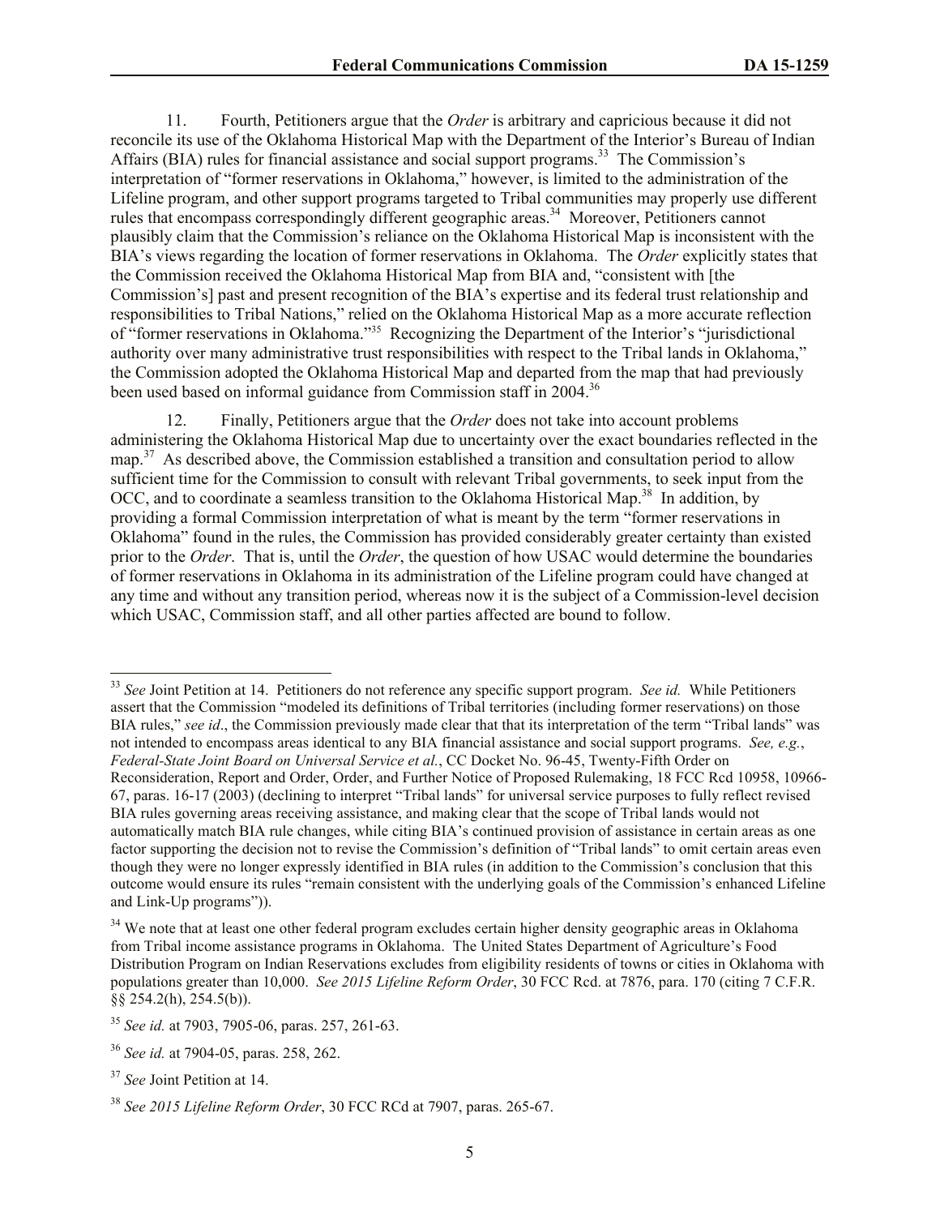11. Fourth, Petitioners argue that the *Order* is arbitrary and capricious because it did not reconcile its use of the Oklahoma Historical Map with the Department of the Interior's Bureau of Indian Affairs (BIA) rules for financial assistance and social support programs.[33] The Commission's interpretation of "former reservations in Oklahoma," however, is limited to the administration of the Lifeline program, and other support programs targeted to Tribal communities may properly use different rules that encompass correspondingly different geographic areas.[34] Moreover, Petitioners cannot plausibly claim that the Commission's reliance on the Oklahoma Historical Map is inconsistent with the BIA's views regarding the location of former reservations in Oklahoma. The *Order* explicitly states that the Commission received the Oklahoma Historical Map from BIA and, "consistent with [the Commission's] past and present recognition of the BIA's expertise and its federal trust relationship and responsibilities to Tribal Nations," relied on the Oklahoma Historical Map as a more accurate reflection of "former reservations in Oklahoma."[35] Recognizing the Department of the Interior's "jurisdictional authority over many administrative trust responsibilities with respect to the Tribal lands in Oklahoma," the Commission adopted the Oklahoma Historical Map and departed from the map that had previously been used based on informal guidance from Commission staff in 2004.[36]

12. Finally, Petitioners argue that the *Order* does not take into account problems administering the Oklahoma Historical Map due to uncertainty over the exact boundaries reflected in the map.[37] As described above, the Commission established a transition and consultation period to allow sufficient time for the Commission to consult with relevant Tribal governments, to seek input from the OCC, and to coordinate a seamless transition to the Oklahoma Historical Map.[38] In addition, by providing a formal Commission interpretation of what is meant by the term "former reservations in Oklahoma" found in the rules, the Commission has provided considerably greater certainty than existed prior to the *Order*. That is, until the *Order*, the question of how USAC would determine the boundaries of former reservations in Oklahoma in its administration of the Lifeline program could have changed at any time and without any transition period, whereas now it is the subject of a Commission-level decision which USAC, Commission staff, and all other parties affected are bound to follow.

---

[33] *See* Joint Petition at 14. Petitioners do not reference any specific support program. *See id.* While Petitioners assert that the Commission "modeled its definitions of Tribal territories (including former reservations) on those BIA rules," *see id*., the Commission previously made clear that that its interpretation of the term "Tribal lands" was not intended to encompass areas identical to any BIA financial assistance and social support programs. *See, e.g.*, *Federal-State Joint Board on Universal Service et al.*, CC Docket No. 96-45, Twenty-Fifth Order on Reconsideration, Report and Order, Order, and Further Notice of Proposed Rulemaking, 18 FCC Rcd 10958, 10966-67, paras. 16-17 (2003) (declining to interpret "Tribal lands" for universal service purposes to fully reflect revised BIA rules governing areas receiving assistance, and making clear that the scope of Tribal lands would not automatically match BIA rule changes, while citing BIA's continued provision of assistance in certain areas as one factor supporting the decision not to revise the Commission's definition of "Tribal lands" to omit certain areas even though they were no longer expressly identified in BIA rules (in addition to the Commission's conclusion that this outcome would ensure its rules "remain consistent with the underlying goals of the Commission's enhanced Lifeline and Link-Up programs")).

[34] We note that at least one other federal program excludes certain higher density geographic areas in Oklahoma from Tribal income assistance programs in Oklahoma. The United States Department of Agriculture's Food Distribution Program on Indian Reservations excludes from eligibility residents of towns or cities in Oklahoma with populations greater than 10,000. *See 2015 Lifeline Reform Order*, 30 FCC Rcd. at 7876, para. 170 (citing 7 C.F.R. §§ 254.2(h), 254.5(b)).

[35] *See id.* at 7903, 7905-06, paras. 257, 261-63.

[36] *See id.* at 7904-05, paras. 258, 262.

[37] *See* Joint Petition at 14.

[38] *See 2015 Lifeline Reform Order*, 30 FCC RCd at 7907, paras. 265-67.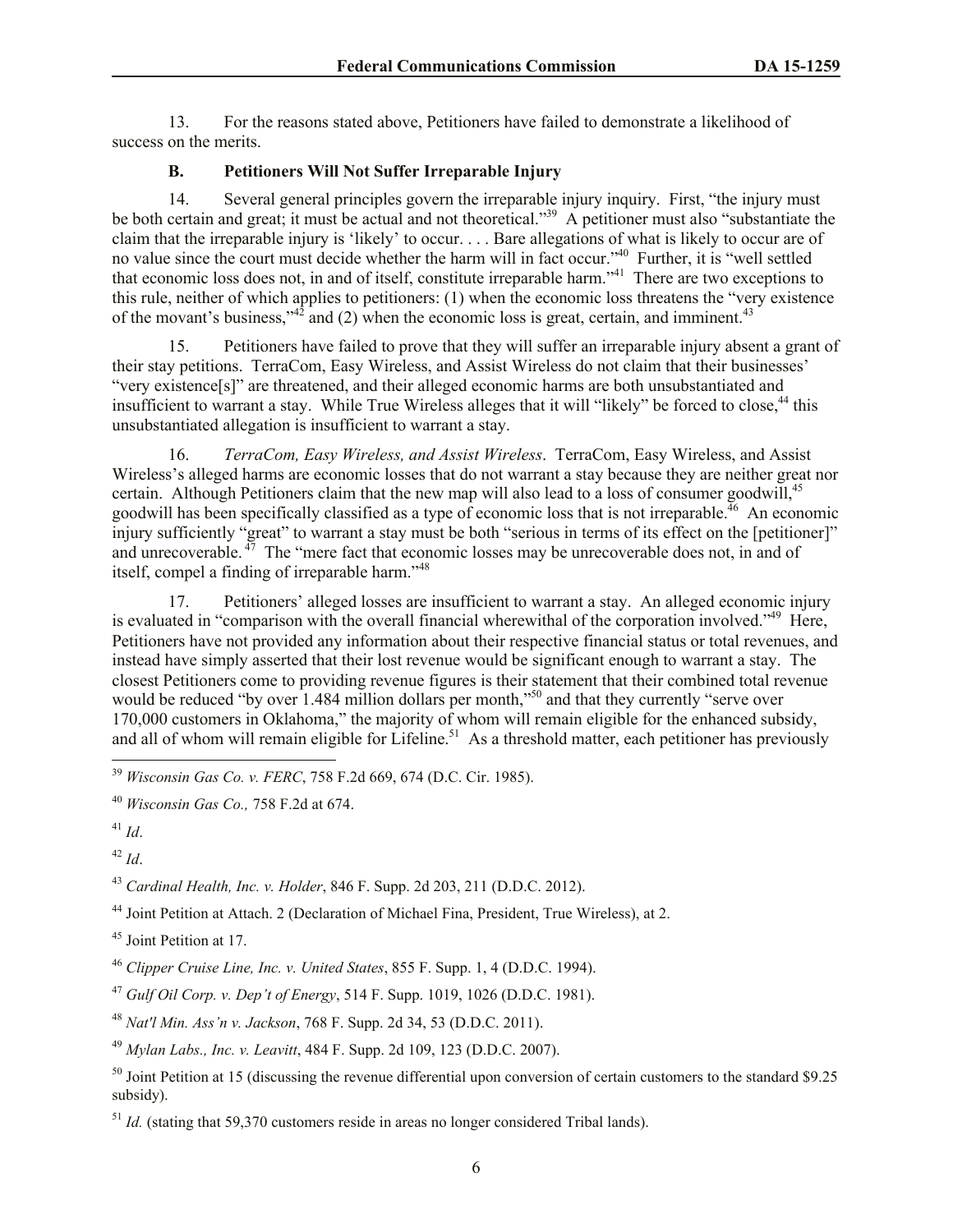13. For the reasons stated above, Petitioners have failed to demonstrate a likelihood of success on the merits.

### B. Petitioners Will Not Suffer Irreparable Injury

14. Several general principles govern the irreparable injury inquiry. First, "the injury must be both certain and great; it must be actual and not theoretical."[39] A petitioner must also "substantiate the claim that the irreparable injury is 'likely' to occur. . . . Bare allegations of what is likely to occur are of no value since the court must decide whether the harm will in fact occur."[40] Further, it is "well settled that economic loss does not, in and of itself, constitute irreparable harm."[41] There are two exceptions to this rule, neither of which applies to petitioners: (1) when the economic loss threatens the "very existence of the movant's business,"[42] and (2) when the economic loss is great, certain, and imminent.[43]

15. Petitioners have failed to prove that they will suffer an irreparable injury absent a grant of their stay petitions. TerraCom, Easy Wireless, and Assist Wireless do not claim that their businesses' "very existence[s]" are threatened, and their alleged economic harms are both unsubstantiated and insufficient to warrant a stay. While True Wireless alleges that it will "likely" be forced to close,[44] this unsubstantiated allegation is insufficient to warrant a stay.

16. *TerraCom, Easy Wireless, and Assist Wireless*. TerraCom, Easy Wireless, and Assist Wireless's alleged harms are economic losses that do not warrant a stay because they are neither great nor certain. Although Petitioners claim that the new map will also lead to a loss of consumer goodwill,[45] goodwill has been specifically classified as a type of economic loss that is not irreparable.[46] An economic injury sufficiently "great" to warrant a stay must be both "serious in terms of its effect on the [petitioner]" and unrecoverable.[47] The "mere fact that economic losses may be unrecoverable does not, in and of itself, compel a finding of irreparable harm."[48]

17. Petitioners' alleged losses are insufficient to warrant a stay. An alleged economic injury is evaluated in "comparison with the overall financial wherewithal of the corporation involved."[49] Here, Petitioners have not provided any information about their respective financial status or total revenues, and instead have simply asserted that their lost revenue would be significant enough to warrant a stay. The closest Petitioners come to providing revenue figures is their statement that their combined total revenue would be reduced "by over 1.484 million dollars per month,"[50] and that they currently "serve over 170,000 customers in Oklahoma," the majority of whom will remain eligible for the enhanced subsidy, and all of whom will remain eligible for Lifeline.[51] As a threshold matter, each petitioner has previously

---

[39] *Wisconsin Gas Co. v. FERC*, 758 F.2d 669, 674 (D.C. Cir. 1985).

[40] *Wisconsin Gas Co.,* 758 F.2d at 674.

[41] *Id*.

[42] *Id*.

[43] *Cardinal Health, Inc. v. Holder*, 846 F. Supp. 2d 203, 211 (D.D.C. 2012).

[44] Joint Petition at Attach. 2 (Declaration of Michael Fina, President, True Wireless), at 2.

[45] Joint Petition at 17.

[46] *Clipper Cruise Line, Inc. v. United States*, 855 F. Supp. 1, 4 (D.D.C. 1994).

[47] *Gulf Oil Corp. v. Dep't of Energy*, 514 F. Supp. 1019, 1026 (D.D.C. 1981).

[48] *Nat'l Min. Ass'n v. Jackson*, 768 F. Supp. 2d 34, 53 (D.D.C. 2011).

[49] *Mylan Labs., Inc. v. Leavitt*, 484 F. Supp. 2d 109, 123 (D.D.C. 2007).

[50] Joint Petition at 15 (discussing the revenue differential upon conversion of certain customers to the standard $9.25 subsidy).

[51] *Id.* (stating that 59,370 customers reside in areas no longer considered Tribal lands).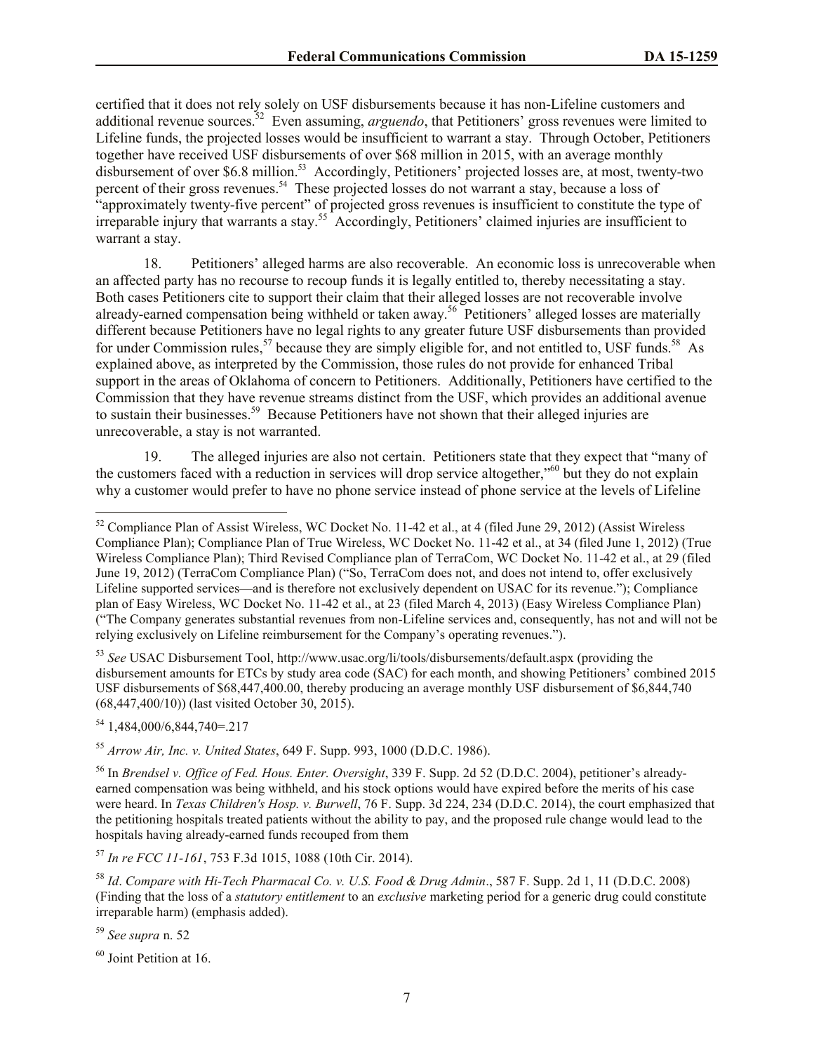certified that it does not rely solely on USF disbursements because it has non-Lifeline customers and additional revenue sources.[52] Even assuming, *arguendo*, that Petitioners' gross revenues were limited to Lifeline funds, the projected losses would be insufficient to warrant a stay. Through October, Petitioners together have received USF disbursements of over $68 million in 2015, with an average monthly disbursement of over $6.8 million.[53] Accordingly, Petitioners' projected losses are, at most, twenty-two percent of their gross revenues.[54] These projected losses do not warrant a stay, because a loss of "approximately twenty-five percent" of projected gross revenues is insufficient to constitute the type of irreparable injury that warrants a stay.[55] Accordingly, Petitioners' claimed injuries are insufficient to warrant a stay.

18. Petitioners' alleged harms are also recoverable. An economic loss is unrecoverable when an affected party has no recourse to recoup funds it is legally entitled to, thereby necessitating a stay. Both cases Petitioners cite to support their claim that their alleged losses are not recoverable involve already-earned compensation being withheld or taken away.[56] Petitioners' alleged losses are materially different because Petitioners have no legal rights to any greater future USF disbursements than provided for under Commission rules,[57] because they are simply eligible for, and not entitled to, USF funds.[58] As explained above, as interpreted by the Commission, those rules do not provide for enhanced Tribal support in the areas of Oklahoma of concern to Petitioners. Additionally, Petitioners have certified to the Commission that they have revenue streams distinct from the USF, which provides an additional avenue to sustain their businesses.[59] Because Petitioners have not shown that their alleged injuries are unrecoverable, a stay is not warranted.

19. The alleged injuries are also not certain. Petitioners state that they expect that "many of the customers faced with a reduction in services will drop service altogether,"[60] but they do not explain why a customer would prefer to have no phone service instead of phone service at the levels of Lifeline

---

[52] Compliance Plan of Assist Wireless, WC Docket No. 11-42 et al., at 4 (filed June 29, 2012) (Assist Wireless Compliance Plan); Compliance Plan of True Wireless, WC Docket No. 11-42 et al., at 34 (filed June 1, 2012) (True Wireless Compliance Plan); Third Revised Compliance plan of TerraCom, WC Docket No. 11-42 et al., at 29 (filed June 19, 2012) (TerraCom Compliance Plan) ("So, TerraCom does not, and does not intend to, offer exclusively Lifeline supported services—and is therefore not exclusively dependent on USAC for its revenue."); Compliance plan of Easy Wireless, WC Docket No. 11-42 et al., at 23 (filed March 4, 2013) (Easy Wireless Compliance Plan) ("The Company generates substantial revenues from non-Lifeline services and, consequently, has not and will not be relying exclusively on Lifeline reimbursement for the Company's operating revenues.").

[53] *See* USAC Disbursement Tool, http://www.usac.org/li/tools/disbursements/default.aspx (providing the disbursement amounts for ETCs by study area code (SAC) for each month, and showing Petitioners' combined 2015 USF disbursements of $68,447,400.00, thereby producing an average monthly USF disbursement of $6,844,740 (68,447,400/10)) (last visited October 30, 2015).

[54] 1,484,000/6,844,740=.217

[55] *Arrow Air, Inc. v. United States*, 649 F. Supp. 993, 1000 (D.D.C. 1986).

[56] In *Brendsel v. Office of Fed. Hous. Enter. Oversight*, 339 F. Supp. 2d 52 (D.D.C. 2004), petitioner's already-earned compensation was being withheld, and his stock options would have expired before the merits of his case were heard. In *Texas Children's Hosp. v. Burwell*, 76 F. Supp. 3d 224, 234 (D.D.C. 2014), the court emphasized that the petitioning hospitals treated patients without the ability to pay, and the proposed rule change would lead to the hospitals having already-earned funds recouped from them

[57] *In re FCC 11-161*, 753 F.3d 1015, 1088 (10th Cir. 2014).

[58] *Id*. *Compare with Hi-Tech Pharmacal Co. v. U.S. Food & Drug Admin*., 587 F. Supp. 2d 1, 11 (D.D.C. 2008) (Finding that the loss of a *statutory entitlement* to an *exclusive* marketing period for a generic drug could constitute irreparable harm) (emphasis added).

[59] *See supra* n. 52

[60] Joint Petition at 16.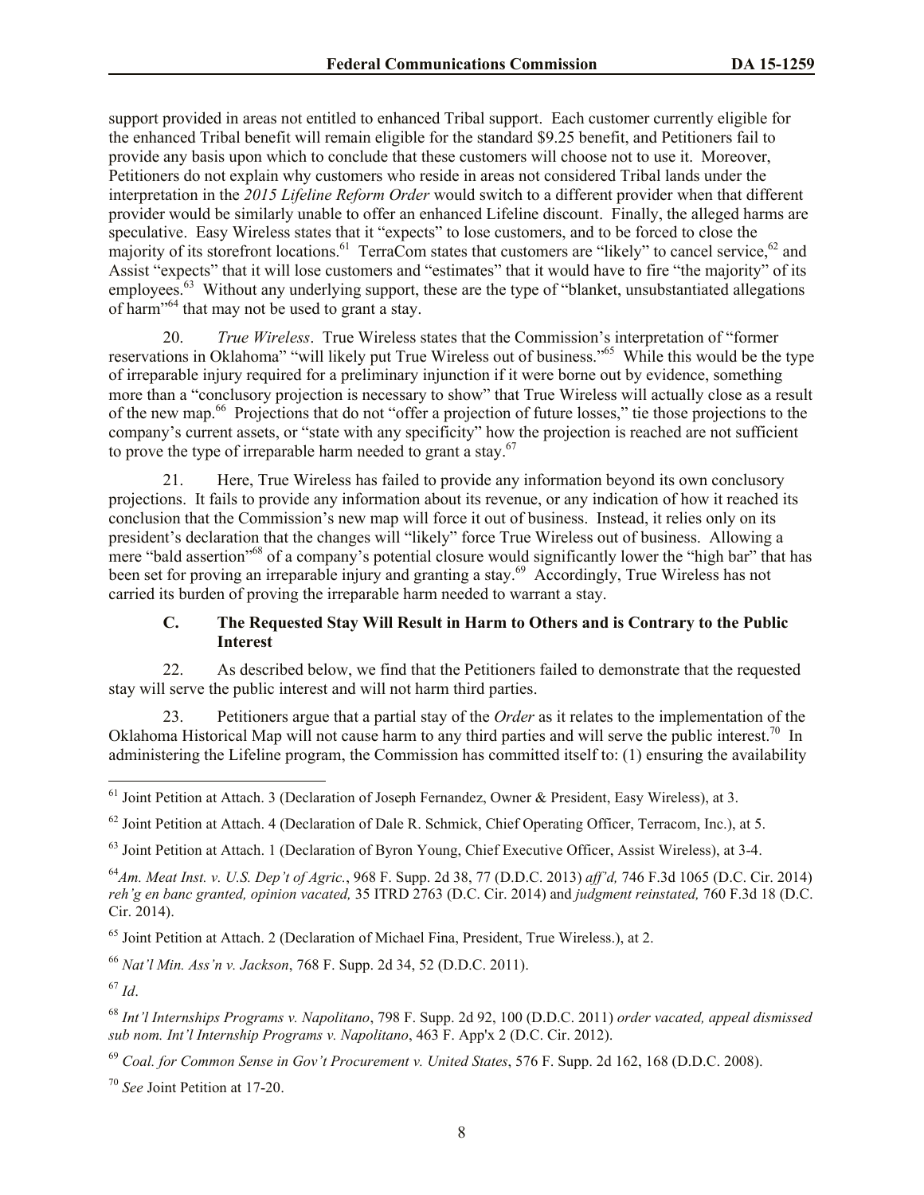support provided in areas not entitled to enhanced Tribal support. Each customer currently eligible for the enhanced Tribal benefit will remain eligible for the standard $9.25 benefit, and Petitioners fail to provide any basis upon which to conclude that these customers will choose not to use it. Moreover, Petitioners do not explain why customers who reside in areas not considered Tribal lands under the interpretation in the *2015 Lifeline Reform Order* would switch to a different provider when that different provider would be similarly unable to offer an enhanced Lifeline discount. Finally, the alleged harms are speculative. Easy Wireless states that it "expects" to lose customers, and to be forced to close the majority of its storefront locations.[61] TerraCom states that customers are "likely" to cancel service,[62] and Assist "expects" that it will lose customers and "estimates" that it would have to fire "the majority" of its employees.[63] Without any underlying support, these are the type of "blanket, unsubstantiated allegations of harm"[64] that may not be used to grant a stay.

20. *True Wireless*. True Wireless states that the Commission's interpretation of "former reservations in Oklahoma" "will likely put True Wireless out of business."[65] While this would be the type of irreparable injury required for a preliminary injunction if it were borne out by evidence, something more than a "conclusory projection is necessary to show" that True Wireless will actually close as a result of the new map.[66] Projections that do not "offer a projection of future losses," tie those projections to the company's current assets, or "state with any specificity" how the projection is reached are not sufficient to prove the type of irreparable harm needed to grant a stay.[67]

21. Here, True Wireless has failed to provide any information beyond its own conclusory projections. It fails to provide any information about its revenue, or any indication of how it reached its conclusion that the Commission's new map will force it out of business. Instead, it relies only on its president's declaration that the changes will "likely" force True Wireless out of business. Allowing a mere "bald assertion"[68] of a company's potential closure would significantly lower the "high bar" that has been set for proving an irreparable injury and granting a stay.[69] Accordingly, True Wireless has not carried its burden of proving the irreparable harm needed to warrant a stay.

### C. The Requested Stay Will Result in Harm to Others and is Contrary to the Public Interest

22. As described below, we find that the Petitioners failed to demonstrate that the requested stay will serve the public interest and will not harm third parties.

23. Petitioners argue that a partial stay of the *Order* as it relates to the implementation of the Oklahoma Historical Map will not cause harm to any third parties and will serve the public interest.[70] In administering the Lifeline program, the Commission has committed itself to: (1) ensuring the availability

---

[61] Joint Petition at Attach. 3 (Declaration of Joseph Fernandez, Owner & President, Easy Wireless), at 3.

[62] Joint Petition at Attach. 4 (Declaration of Dale R. Schmick, Chief Operating Officer, Terracom, Inc.), at 5.

[63] Joint Petition at Attach. 1 (Declaration of Byron Young, Chief Executive Officer, Assist Wireless), at 3-4.

[64] *Am. Meat Inst. v. U.S. Dep't of Agric.*, 968 F. Supp. 2d 38, 77 (D.D.C. 2013) *aff'd,* 746 F.3d 1065 (D.C. Cir. 2014) *reh'g en banc granted, opinion vacated,* 35 ITRD 2763 (D.C. Cir. 2014) and *judgment reinstated,* 760 F.3d 18 (D.C. Cir. 2014).

[65] Joint Petition at Attach. 2 (Declaration of Michael Fina, President, True Wireless.), at 2.

[66] *Nat'l Min. Ass'n v. Jackson*, 768 F. Supp. 2d 34, 52 (D.D.C. 2011).

[67] *Id*.

[68] *Int'l Internships Programs v. Napolitano*, 798 F. Supp. 2d 92, 100 (D.D.C. 2011) *order vacated, appeal dismissed sub nom. Int'l Internship Programs v. Napolitano*, 463 F. App'x 2 (D.C. Cir. 2012).

[69] *Coal. for Common Sense in Gov't Procurement v. United States*, 576 F. Supp. 2d 162, 168 (D.D.C. 2008).

[70] *See* Joint Petition at 17-20.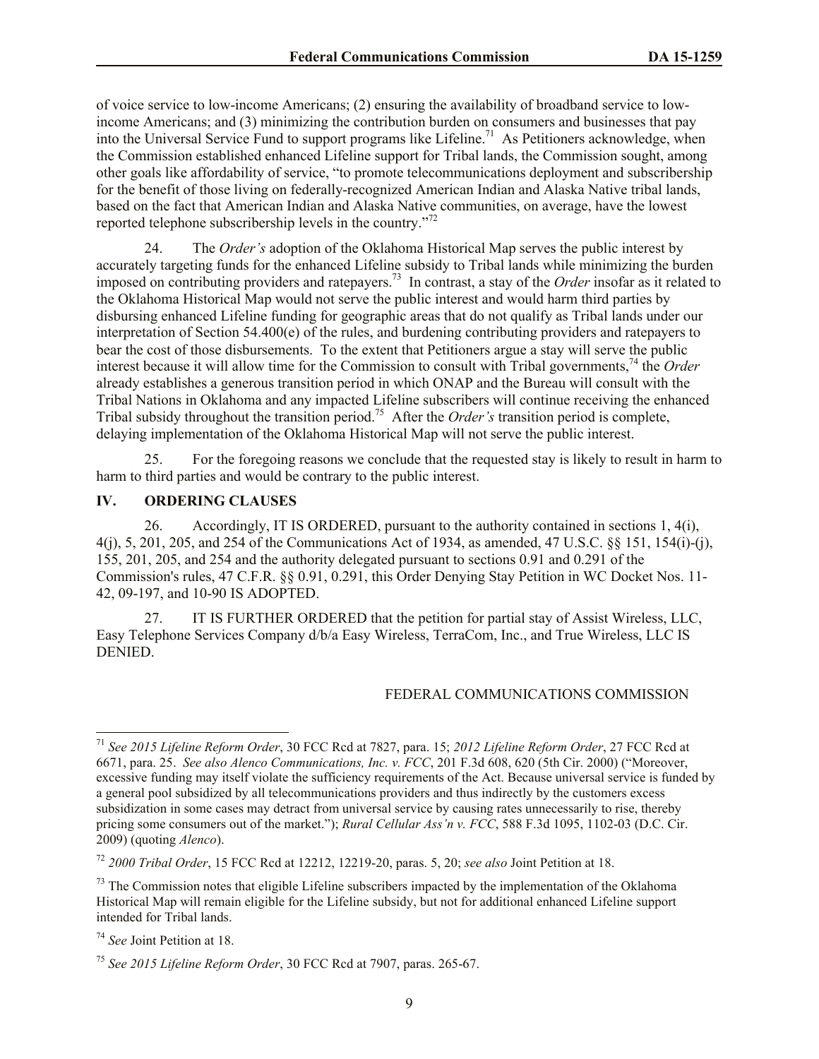of voice service to low-income Americans; (2) ensuring the availability of broadband service to low-income Americans; and (3) minimizing the contribution burden on consumers and businesses that pay into the Universal Service Fund to support programs like Lifeline.[71] As Petitioners acknowledge, when the Commission established enhanced Lifeline support for Tribal lands, the Commission sought, among other goals like affordability of service, "to promote telecommunications deployment and subscribership for the benefit of those living on federally-recognized American Indian and Alaska Native tribal lands, based on the fact that American Indian and Alaska Native communities, on average, have the lowest reported telephone subscribership levels in the country."[72]

24. The *Order's* adoption of the Oklahoma Historical Map serves the public interest by accurately targeting funds for the enhanced Lifeline subsidy to Tribal lands while minimizing the burden imposed on contributing providers and ratepayers.[73] In contrast, a stay of the *Order* insofar as it related to the Oklahoma Historical Map would not serve the public interest and would harm third parties by disbursing enhanced Lifeline funding for geographic areas that do not qualify as Tribal lands under our interpretation of Section 54.400(e) of the rules, and burdening contributing providers and ratepayers to bear the cost of those disbursements. To the extent that Petitioners argue a stay will serve the public interest because it will allow time for the Commission to consult with Tribal governments,[74] the *Order* already establishes a generous transition period in which ONAP and the Bureau will consult with the Tribal Nations in Oklahoma and any impacted Lifeline subscribers will continue receiving the enhanced Tribal subsidy throughout the transition period.[75] After the *Order's* transition period is complete, delaying implementation of the Oklahoma Historical Map will not serve the public interest.

25. For the foregoing reasons we conclude that the requested stay is likely to result in harm to harm to third parties and would be contrary to the public interest.

## IV. ORDERING CLAUSES

26. Accordingly, IT IS ORDERED, pursuant to the authority contained in sections 1, 4(i), 4(j), 5, 201, 205, and 254 of the Communications Act of 1934, as amended, 47 U.S.C. §§ 151, 154(i)-(j), 155, 201, 205, and 254 and the authority delegated pursuant to sections 0.91 and 0.291 of the Commission's rules, 47 C.F.R. §§ 0.91, 0.291, this Order Denying Stay Petition in WC Docket Nos. 11-42, 09-197, and 10-90 IS ADOPTED.

27. IT IS FURTHER ORDERED that the petition for partial stay of Assist Wireless, LLC, Easy Telephone Services Company d/b/a Easy Wireless, TerraCom, Inc., and True Wireless, LLC IS DENIED.

FEDERAL COMMUNICATIONS COMMISSION

---

[71] *See 2015 Lifeline Reform Order*, 30 FCC Rcd at 7827, para. 15; *2012 Lifeline Reform Order*, 27 FCC Rcd at 6671, para. 25. *See also Alenco Communications, Inc. v. FCC*, 201 F.3d 608, 620 (5th Cir. 2000) ("Moreover, excessive funding may itself violate the sufficiency requirements of the Act. Because universal service is funded by a general pool subsidized by all telecommunications providers and thus indirectly by the customers excess subsidization in some cases may detract from universal service by causing rates unnecessarily to rise, thereby pricing some consumers out of the market."); *Rural Cellular Ass'n v. FCC*, 588 F.3d 1095, 1102-03 (D.C. Cir. 2009) (quoting *Alenco*).

[72] *2000 Tribal Order*, 15 FCC Rcd at 12212, 12219-20, paras. 5, 20; *see also* Joint Petition at 18.

[73] The Commission notes that eligible Lifeline subscribers impacted by the implementation of the Oklahoma Historical Map will remain eligible for the Lifeline subsidy, but not for additional enhanced Lifeline support intended for Tribal lands.

[74] *See* Joint Petition at 18.

[75] *See 2015 Lifeline Reform Order*, 30 FCC Rcd at 7907, paras. 265-67.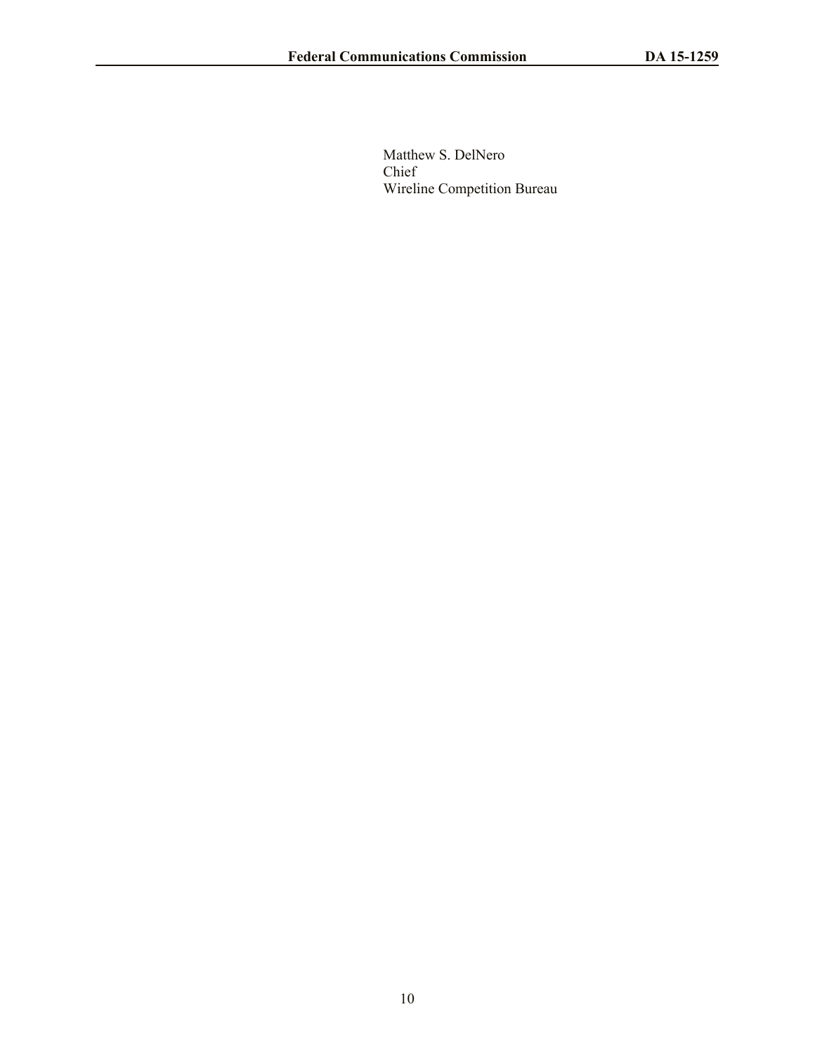Matthew S. DelNero
Chief
Wireline Competition Bureau